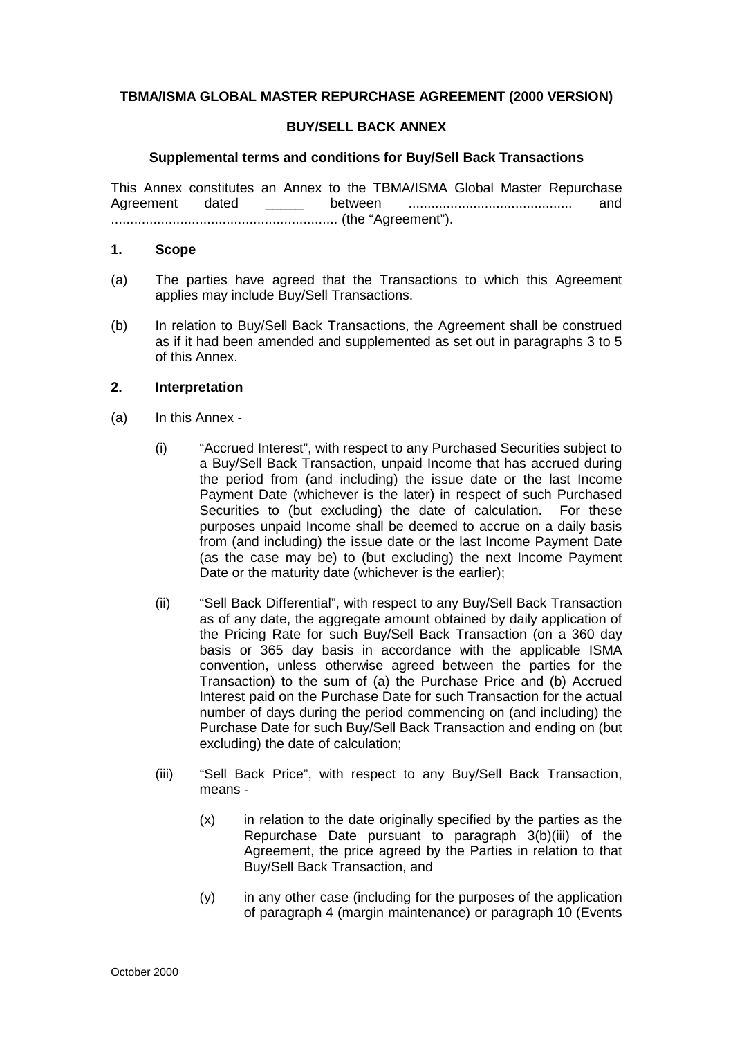**TBMA/ISMA GLOBAL MASTER REPURCHASE AGREEMENT (2000 VERSION)**

**BUY/SELL BACK ANNEX**

**Supplemental terms and conditions for Buy/Sell Back Transactions**

This Annex constitutes an Annex to the TBMA/ISMA Global Master Repurchase Agreement dated _____ between .......................................... and ........................................................... (the "Agreement").

**1. Scope**

(a) The parties have agreed that the Transactions to which this Agreement applies may include Buy/Sell Transactions.

(b) In relation to Buy/Sell Back Transactions, the Agreement shall be construed as if it had been amended and supplemented as set out in paragraphs 3 to 5 of this Annex.

**2. Interpretation**

(a) In this Annex -

(i) "Accrued Interest", with respect to any Purchased Securities subject to a Buy/Sell Back Transaction, unpaid Income that has accrued during the period from (and including) the issue date or the last Income Payment Date (whichever is the later) in respect of such Purchased Securities to (but excluding) the date of calculation. For these purposes unpaid Income shall be deemed to accrue on a daily basis from (and including) the issue date or the last Income Payment Date (as the case may be) to (but excluding) the next Income Payment Date or the maturity date (whichever is the earlier);

(ii) "Sell Back Differential", with respect to any Buy/Sell Back Transaction as of any date, the aggregate amount obtained by daily application of the Pricing Rate for such Buy/Sell Back Transaction (on a 360 day basis or 365 day basis in accordance with the applicable ISMA convention, unless otherwise agreed between the parties for the Transaction) to the sum of (a) the Purchase Price and (b) Accrued Interest paid on the Purchase Date for such Transaction for the actual number of days during the period commencing on (and including) the Purchase Date for such Buy/Sell Back Transaction and ending on (but excluding) the date of calculation;

(iii) "Sell Back Price", with respect to any Buy/Sell Back Transaction, means -

(x) in relation to the date originally specified by the parties as the Repurchase Date pursuant to paragraph 3(b)(iii) of the Agreement, the price agreed by the Parties in relation to that Buy/Sell Back Transaction, and

(y) in any other case (including for the purposes of the application of paragraph 4 (margin maintenance) or paragraph 10 (Events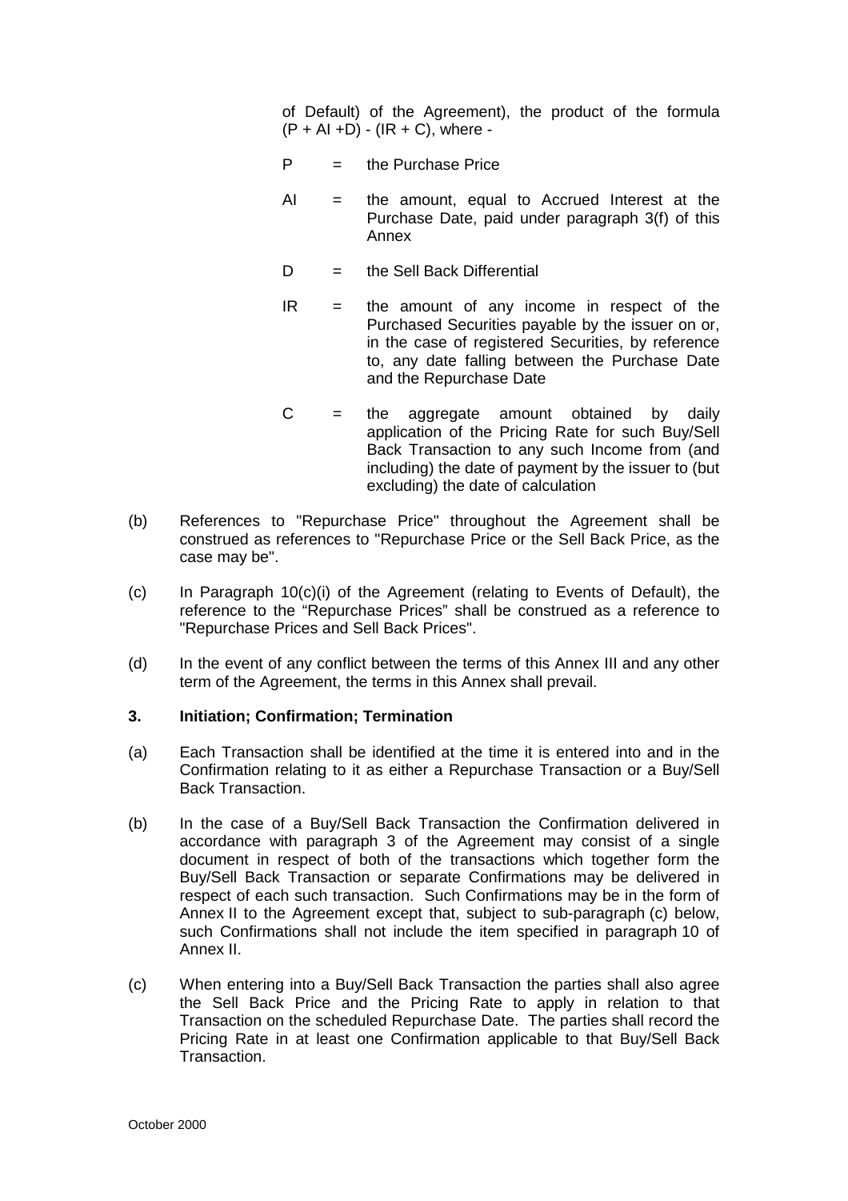of Default) of the Agreement), the product of the formula $(P + AI + D) - (IR + C)$, where -

P = the Purchase Price

AI = the amount, equal to Accrued Interest at the Purchase Date, paid under paragraph 3(f) of this Annex

D = the Sell Back Differential

IR = the amount of any income in respect of the Purchased Securities payable by the issuer on or, in the case of registered Securities, by reference to, any date falling between the Purchase Date and the Repurchase Date

C = the aggregate amount obtained by daily application of the Pricing Rate for such Buy/Sell Back Transaction to any such Income from (and including) the date of payment by the issuer to (but excluding) the date of calculation

(b) References to "Repurchase Price" throughout the Agreement shall be construed as references to "Repurchase Price or the Sell Back Price, as the case may be".

(c) In Paragraph 10(c)(i) of the Agreement (relating to Events of Default), the reference to the "Repurchase Prices" shall be construed as a reference to "Repurchase Prices and Sell Back Prices".

(d) In the event of any conflict between the terms of this Annex III and any other term of the Agreement, the terms in this Annex shall prevail.

**3. Initiation; Confirmation; Termination**

(a) Each Transaction shall be identified at the time it is entered into and in the Confirmation relating to it as either a Repurchase Transaction or a Buy/Sell Back Transaction.

(b) In the case of a Buy/Sell Back Transaction the Confirmation delivered in accordance with paragraph 3 of the Agreement may consist of a single document in respect of both of the transactions which together form the Buy/Sell Back Transaction or separate Confirmations may be delivered in respect of each such transaction. Such Confirmations may be in the form of Annex II to the Agreement except that, subject to sub-paragraph (c) below, such Confirmations shall not include the item specified in paragraph 10 of Annex II.

(c) When entering into a Buy/Sell Back Transaction the parties shall also agree the Sell Back Price and the Pricing Rate to apply in relation to that Transaction on the scheduled Repurchase Date. The parties shall record the Pricing Rate in at least one Confirmation applicable to that Buy/Sell Back Transaction.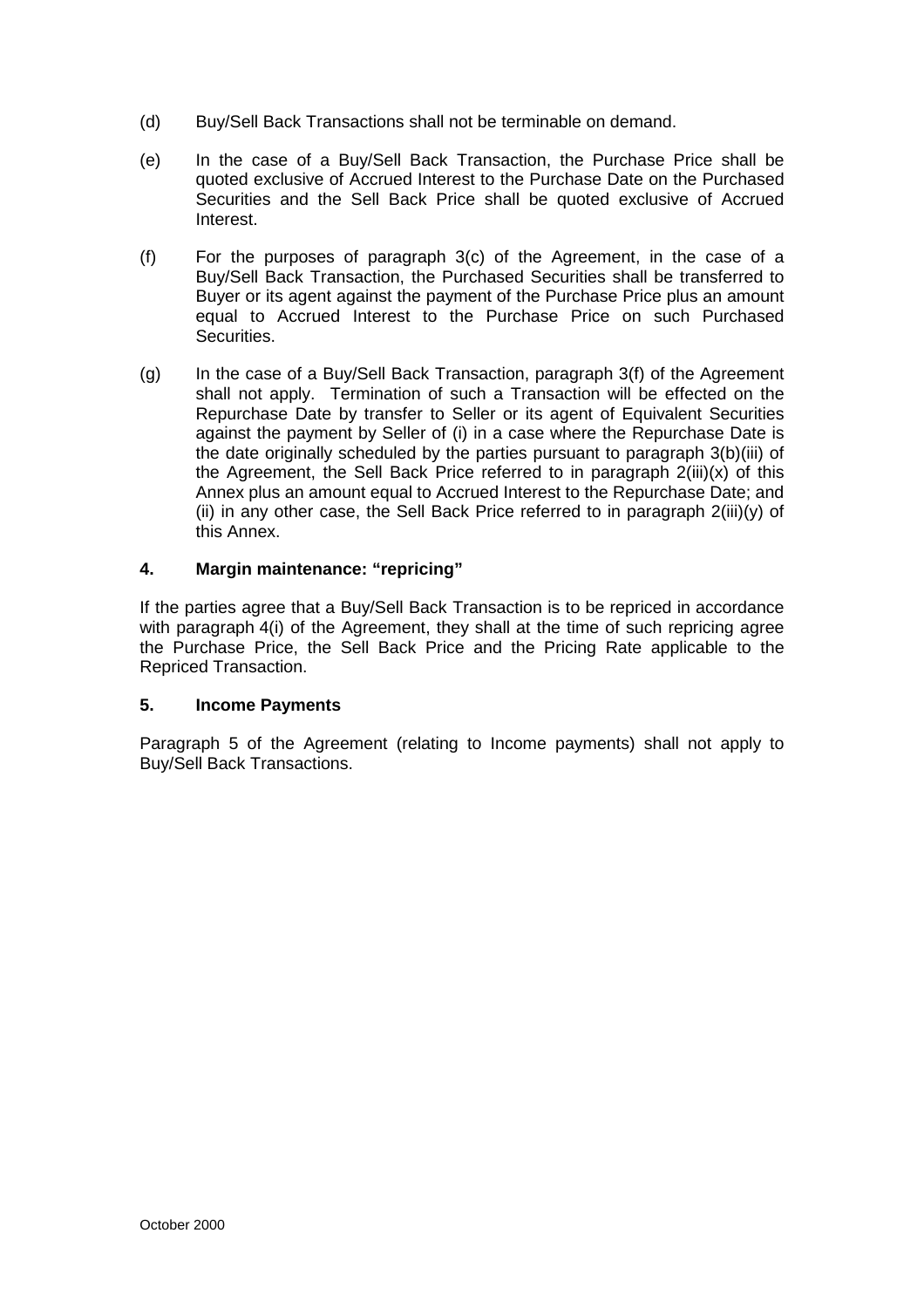(d) Buy/Sell Back Transactions shall not be terminable on demand.

(e) In the case of a Buy/Sell Back Transaction, the Purchase Price shall be quoted exclusive of Accrued Interest to the Purchase Date on the Purchased Securities and the Sell Back Price shall be quoted exclusive of Accrued Interest.

(f) For the purposes of paragraph 3(c) of the Agreement, in the case of a Buy/Sell Back Transaction, the Purchased Securities shall be transferred to Buyer or its agent against the payment of the Purchase Price plus an amount equal to Accrued Interest to the Purchase Price on such Purchased Securities.

(g) In the case of a Buy/Sell Back Transaction, paragraph 3(f) of the Agreement shall not apply. Termination of such a Transaction will be effected on the Repurchase Date by transfer to Seller or its agent of Equivalent Securities against the payment by Seller of (i) in a case where the Repurchase Date is the date originally scheduled by the parties pursuant to paragraph 3(b)(iii) of the Agreement, the Sell Back Price referred to in paragraph 2(iii)(x) of this Annex plus an amount equal to Accrued Interest to the Repurchase Date; and (ii) in any other case, the Sell Back Price referred to in paragraph 2(iii)(y) of this Annex.

### 4. Margin maintenance: "repricing"

If the parties agree that a Buy/Sell Back Transaction is to be repriced in accordance with paragraph 4(i) of the Agreement, they shall at the time of such repricing agree the Purchase Price, the Sell Back Price and the Pricing Rate applicable to the Repriced Transaction.

### 5. Income Payments

Paragraph 5 of the Agreement (relating to Income payments) shall not apply to Buy/Sell Back Transactions.

October 2000